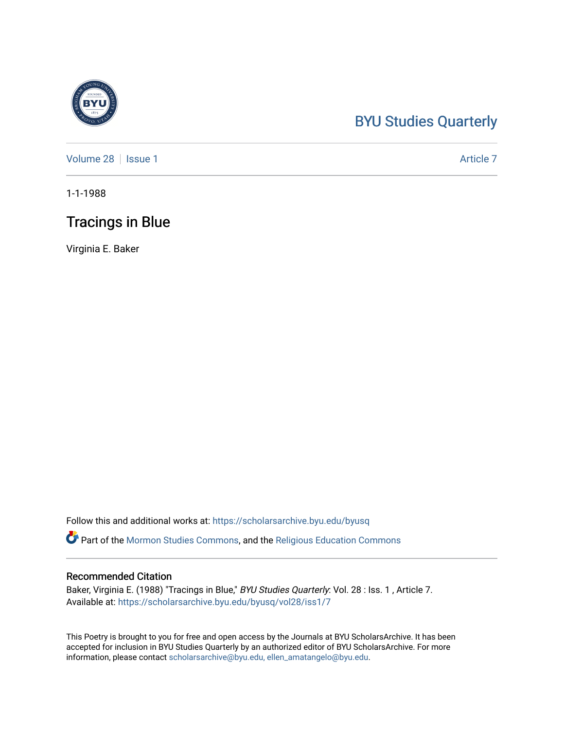BYU Studies Quarterly

Volume 28 | Issue 1 | Article 7

1-1-1988

# Tracings in Blue

Virginia E. Baker

Follow this and additional works at: https://scholarsarchive.byu.edu/byusq

Part of the Mormon Studies Commons, and the Religious Education Commons

## Recommended Citation

Baker, Virginia E. (1988) "Tracings in Blue," *BYU Studies Quarterly*: Vol. 28 : Iss. 1 , Article 7.
Available at: https://scholarsarchive.byu.edu/byusq/vol28/iss1/7

This Poetry is brought to you for free and open access by the Journals at BYU ScholarsArchive. It has been accepted for inclusion in BYU Studies Quarterly by an authorized editor of BYU ScholarsArchive. For more information, please contact scholarsarchive@byu.edu, ellen_amatangelo@byu.edu.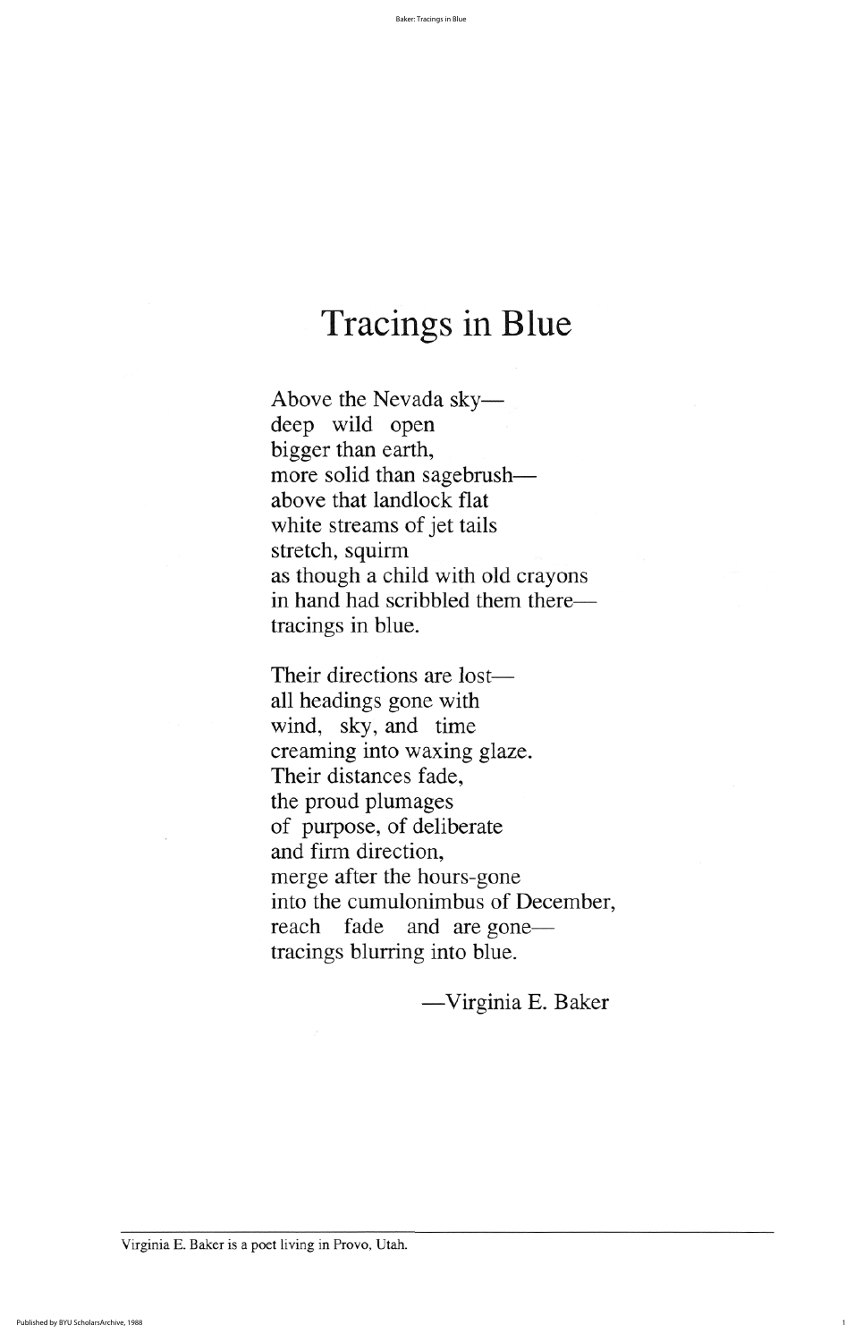# Tracings in Blue

Above the Nevada sky—  
deep wild open  
bigger than earth,  
more solid than sagebrush—  
above that landlock flat  
white streams of jet tails  
stretch, squirm  
as though a child with old crayons  
in hand had scribbled them there—  
tracings in blue.

Their directions are lost—  
all headings gone with  
wind, sky, and time  
creaming into waxing glaze.  
Their distances fade,  
the proud plumages  
of purpose, of deliberate  
and firm direction,  
merge after the hours-gone  
into the cumulonimbus of December,  
reach fade and are gone—  
tracings blurring into blue.

—Virginia E. Baker

---

Virginia E. Baker is a poet living in Provo, Utah.